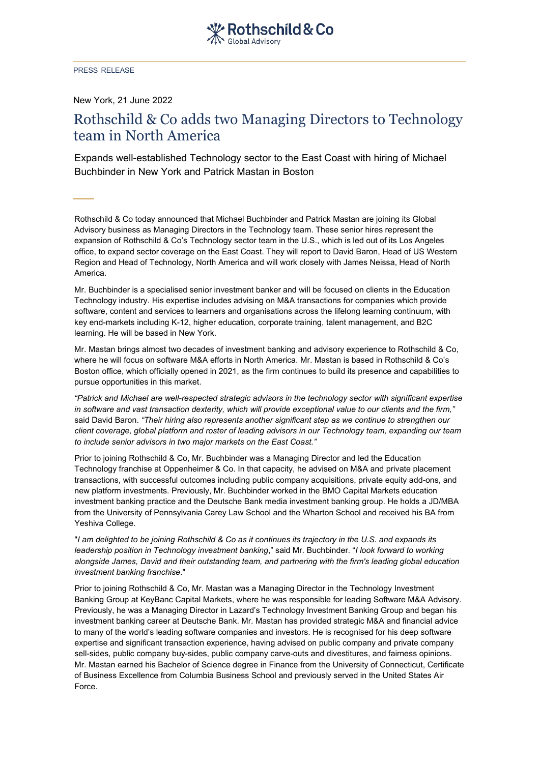PRESS RELEASE

New York, 21 June 2022

# Rothschild & Co adds two Managing Directors to Technology team in North America

Expands well-established Technology sector to the East Coast with hiring of Michael Buchbinder in New York and Patrick Mastan in Boston

Rothschild & Co today announced that Michael Buchbinder and Patrick Mastan are joining its Global Advisory business as Managing Directors in the Technology team. These senior hires represent the expansion of Rothschild & Co's Technology sector team in the U.S., which is led out of its Los Angeles office, to expand sector coverage on the East Coast. They will report to David Baron, Head of US Western Region and Head of Technology, North America and will work closely with James Neissa, Head of North America.

Mr. Buchbinder is a specialised senior investment banker and will be focused on clients in the Education Technology industry. His expertise includes advising on M&A transactions for companies which provide software, content and services to learners and organisations across the lifelong learning continuum, with key end-markets including K-12, higher education, corporate training, talent management, and B2C learning. He will be based in New York.

Mr. Mastan brings almost two decades of investment banking and advisory experience to Rothschild & Co, where he will focus on software M&A efforts in North America. Mr. Mastan is based in Rothschild & Co's Boston office, which officially opened in 2021, as the firm continues to build its presence and capabilities to pursue opportunities in this market.

*"Patrick and Michael are well-respected strategic advisors in the technology sector with significant expertise in software and vast transaction dexterity, which will provide exceptional value to our clients and the firm,"* said David Baron. *"Their hiring also represents another significant step as we continue to strengthen our client coverage, global platform and roster of leading advisors in our Technology team, expanding our team to include senior advisors in two major markets on the East Coast."*

Prior to joining Rothschild & Co, Mr. Buchbinder was a Managing Director and led the Education Technology franchise at Oppenheimer & Co. In that capacity, he advised on M&A and private placement transactions, with successful outcomes including public company acquisitions, private equity add-ons, and new platform investments. Previously, Mr. Buchbinder worked in the BMO Capital Markets education investment banking practice and the Deutsche Bank media investment banking group. He holds a JD/MBA from the University of Pennsylvania Carey Law School and the Wharton School and received his BA from Yeshiva College.

"*I am delighted to be joining Rothschild & Co as it continues its trajectory in the U.S. and expands its leadership position in Technology investment banking*," said Mr. Buchbinder. "*I look forward to working alongside James, David and their outstanding team, and partnering with the firm's leading global education investment banking franchise*."

Prior to joining Rothschild & Co, Mr. Mastan was a Managing Director in the Technology Investment Banking Group at KeyBanc Capital Markets, where he was responsible for leading Software M&A Advisory. Previously, he was a Managing Director in Lazard's Technology Investment Banking Group and began his investment banking career at Deutsche Bank. Mr. Mastan has provided strategic M&A and financial advice to many of the world's leading software companies and investors. He is recognised for his deep software expertise and significant transaction experience, having advised on public company and private company sell-sides, public company buy-sides, public company carve-outs and divestitures, and fairness opinions. Mr. Mastan earned his Bachelor of Science degree in Finance from the University of Connecticut, Certificate of Business Excellence from Columbia Business School and previously served in the United States Air Force.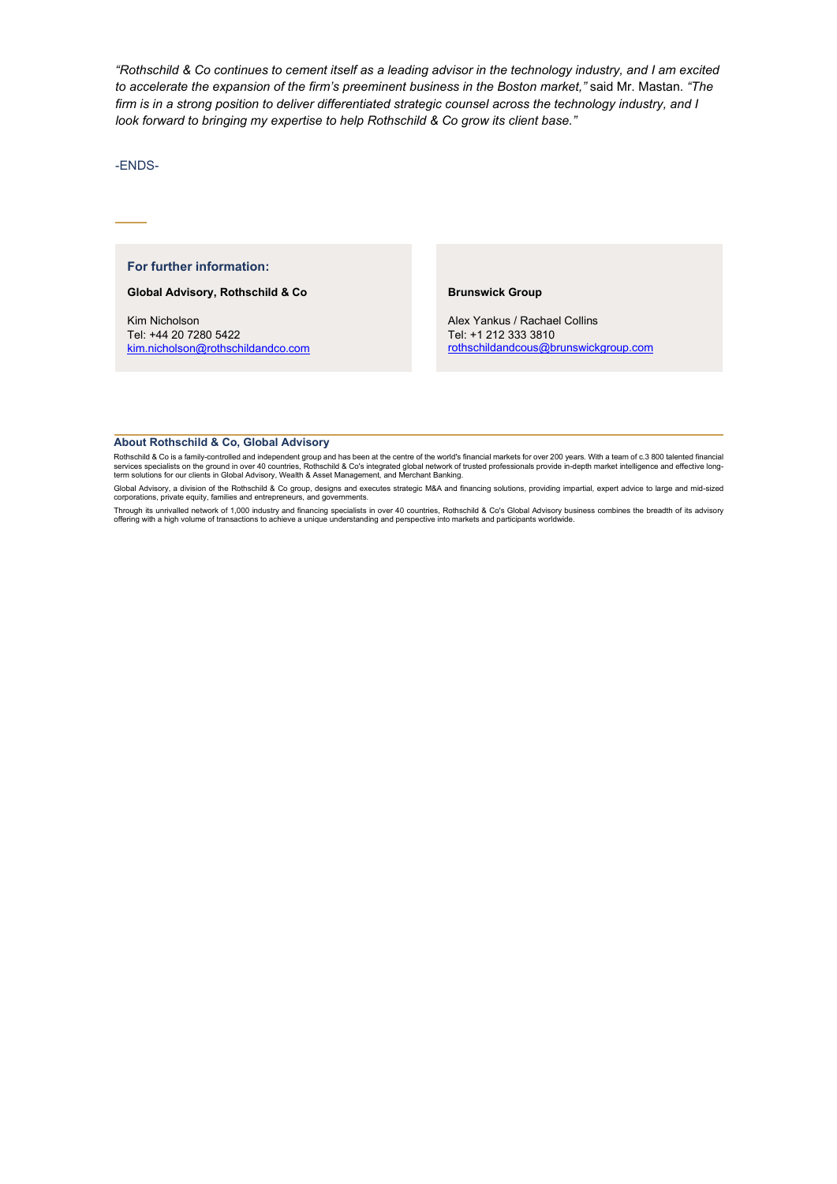*"Rothschild & Co continues to cement itself as a leading advisor in the technology industry, and I am excited to accelerate the expansion of the firm's preeminent business in the Boston market,"* said Mr. Mastan. *"The firm is in a strong position to deliver differentiated strategic counsel across the technology industry, and I look forward to bringing my expertise to help Rothschild & Co grow its client base."*

-ENDS-

**For further information:**

**Global Advisory, Rothschild & Co**

Kim Nicholson
Tel: +44 20 7280 5422
kim.nicholson@rothschildandco.com

**Brunswick Group**

Alex Yankus / Rachael Collins
Tel: +1 212 333 3810
rothschildandcous@brunswickgroup.com

### About Rothschild & Co, Global Advisory

Rothschild & Co is a family-controlled and independent group and has been at the centre of the world's financial markets for over 200 years. With a team of c.3 800 talented financial services specialists on the ground in over 40 countries, Rothschild & Co's integrated global network of trusted professionals provide in-depth market intelligence and effective long-term solutions for our clients in Global Advisory, Wealth & Asset Management, and Merchant Banking.

Global Advisory, a division of the Rothschild & Co group, designs and executes strategic M&A and financing solutions, providing impartial, expert advice to large and mid-sized corporations, private equity, families and entrepreneurs, and governments.

Through its unrivalled network of 1,000 industry and financing specialists in over 40 countries, Rothschild & Co's Global Advisory business combines the breadth of its advisory offering with a high volume of transactions to achieve a unique understanding and perspective into markets and participants worldwide.